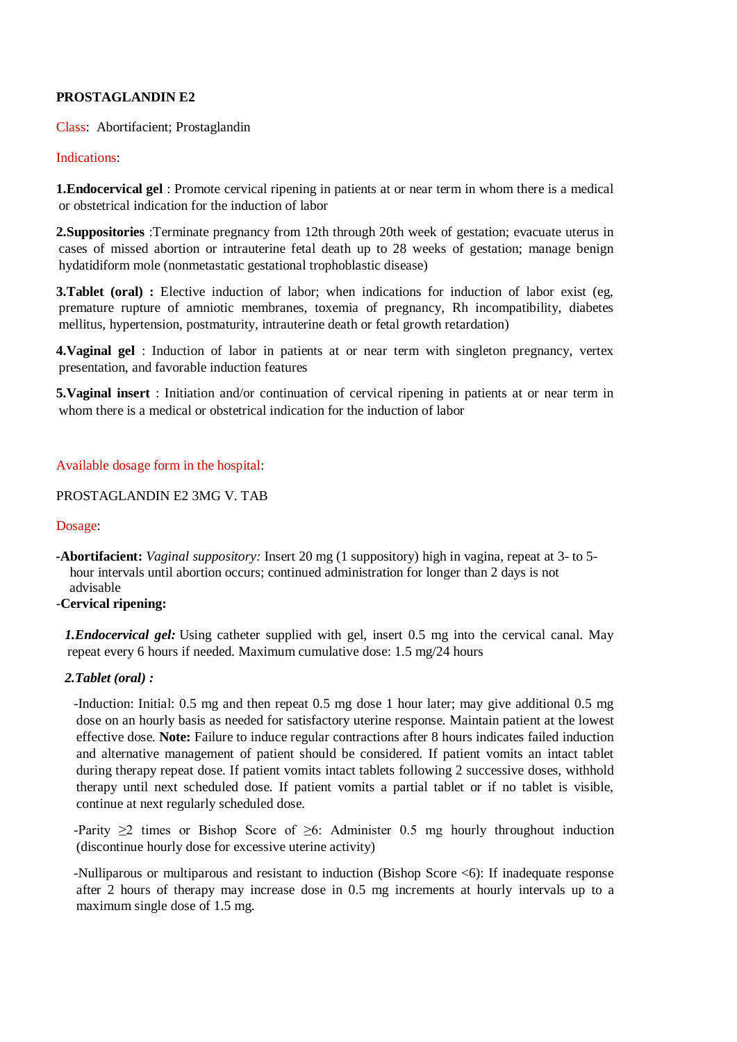**PROSTAGLANDIN E2**

Class: Abortifacient; Prostaglandin

Indications:

**1.Endocervical gel** : Promote cervical ripening in patients at or near term in whom there is a medical or obstetrical indication for the induction of labor

**2.Suppositories** :Terminate pregnancy from 12th through 20th week of gestation; evacuate uterus in cases of missed abortion or intrauterine fetal death up to 28 weeks of gestation; manage benign hydatidiform mole (nonmetastatic gestational trophoblastic disease)

**3.Tablet (oral) :** Elective induction of labor; when indications for induction of labor exist (eg, premature rupture of amniotic membranes, toxemia of pregnancy, Rh incompatibility, diabetes mellitus, hypertension, postmaturity, intrauterine death or fetal growth retardation)

**4.Vaginal gel** : Induction of labor in patients at or near term with singleton pregnancy, vertex presentation, and favorable induction features

**5.Vaginal insert** : Initiation and/or continuation of cervical ripening in patients at or near term in whom there is a medical or obstetrical indication for the induction of labor

Available dosage form in the hospital:

PROSTAGLANDIN E2 3MG V. TAB

Dosage:

-**Abortifacient:** *Vaginal suppository:* Insert 20 mg (1 suppository) high in vagina, repeat at 3- to 5-hour intervals until abortion occurs; continued administration for longer than 2 days is not advisable

-**Cervical ripening:**

***1.Endocervical gel:*** Using catheter supplied with gel, insert 0.5 mg into the cervical canal. May repeat every 6 hours if needed. Maximum cumulative dose: 1.5 mg/24 hours

***2.Tablet (oral) :***

-Induction: Initial: 0.5 mg and then repeat 0.5 mg dose 1 hour later; may give additional 0.5 mg dose on an hourly basis as needed for satisfactory uterine response. Maintain patient at the lowest effective dose. **Note:** Failure to induce regular contractions after 8 hours indicates failed induction and alternative management of patient should be considered. If patient vomits an intact tablet during therapy repeat dose. If patient vomits intact tablets following 2 successive doses, withhold therapy until next scheduled dose. If patient vomits a partial tablet or if no tablet is visible, continue at next regularly scheduled dose.

-Parity ≥2 times or Bishop Score of ≥6: Administer 0.5 mg hourly throughout induction (discontinue hourly dose for excessive uterine activity)

-Nulliparous or multiparous and resistant to induction (Bishop Score <6): If inadequate response after 2 hours of therapy may increase dose in 0.5 mg increments at hourly intervals up to a maximum single dose of 1.5 mg.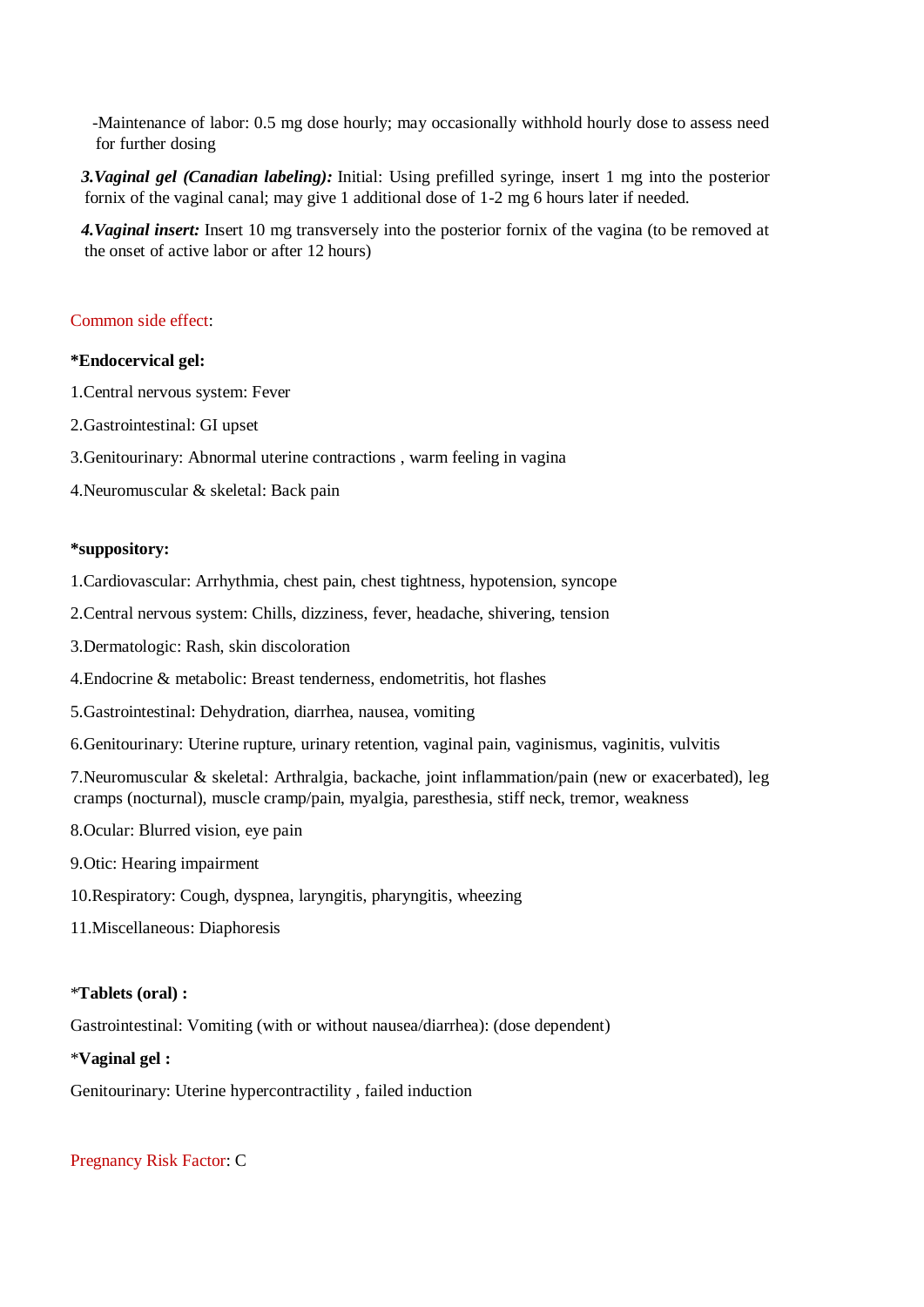-Maintenance of labor: 0.5 mg dose hourly; may occasionally withhold hourly dose to assess need for further dosing

***3.Vaginal gel (Canadian labeling):*** Initial: Using prefilled syringe, insert 1 mg into the posterior fornix of the vaginal canal; may give 1 additional dose of 1-2 mg 6 hours later if needed.

***4.Vaginal insert:*** Insert 10 mg transversely into the posterior fornix of the vagina (to be removed at the onset of active labor or after 12 hours)

Common side effect:

**\*Endocervical gel:**

1.Central nervous system: Fever

2.Gastrointestinal: GI upset

3.Genitourinary: Abnormal uterine contractions , warm feeling in vagina

4.Neuromuscular & skeletal: Back pain

**\*suppository:**

1.Cardiovascular: Arrhythmia, chest pain, chest tightness, hypotension, syncope

2.Central nervous system: Chills, dizziness, fever, headache, shivering, tension

3.Dermatologic: Rash, skin discoloration

4.Endocrine & metabolic: Breast tenderness, endometritis, hot flashes

5.Gastrointestinal: Dehydration, diarrhea, nausea, vomiting

6.Genitourinary: Uterine rupture, urinary retention, vaginal pain, vaginismus, vaginitis, vulvitis

7.Neuromuscular & skeletal: Arthralgia, backache, joint inflammation/pain (new or exacerbated), leg cramps (nocturnal), muscle cramp/pain, myalgia, paresthesia, stiff neck, tremor, weakness

8.Ocular: Blurred vision, eye pain

9.Otic: Hearing impairment

10.Respiratory: Cough, dyspnea, laryngitis, pharyngitis, wheezing

11.Miscellaneous: Diaphoresis

\***Tablets (oral) :**

Gastrointestinal: Vomiting (with or without nausea/diarrhea): (dose dependent)

\***Vaginal gel :**

Genitourinary: Uterine hypercontractility , failed induction

Pregnancy Risk Factor: C